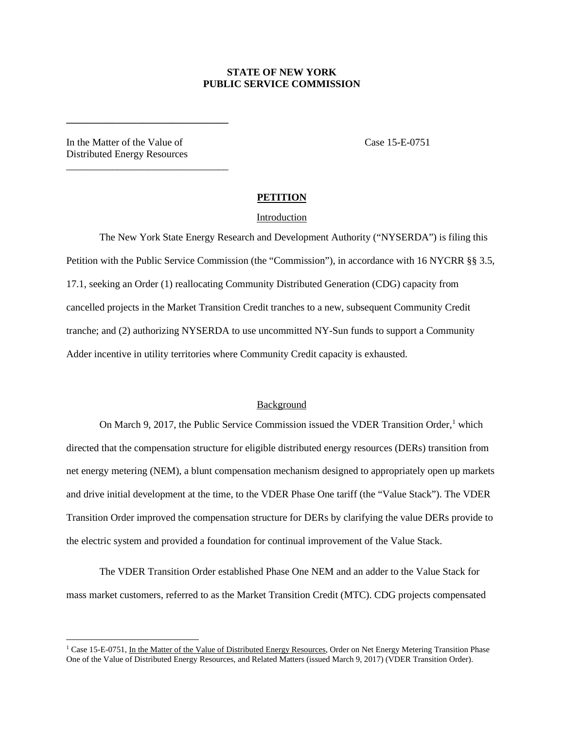**STATE OF NEW YORK**
**PUBLIC SERVICE COMMISSION**

In the Matter of the Value of Distributed Energy Resources

Case 15-E-0751

## PETITION

### Introduction

The New York State Energy Research and Development Authority ("NYSERDA") is filing this Petition with the Public Service Commission (the "Commission"), in accordance with 16 NYCRR §§ 3.5, 17.1, seeking an Order (1) reallocating Community Distributed Generation (CDG) capacity from cancelled projects in the Market Transition Credit tranches to a new, subsequent Community Credit tranche; and (2) authorizing NYSERDA to use uncommitted NY-Sun funds to support a Community Adder incentive in utility territories where Community Credit capacity is exhausted.

### Background

On March 9, 2017, the Public Service Commission issued the VDER Transition Order,[1] which directed that the compensation structure for eligible distributed energy resources (DERs) transition from net energy metering (NEM), a blunt compensation mechanism designed to appropriately open up markets and drive initial development at the time, to the VDER Phase One tariff (the "Value Stack"). The VDER Transition Order improved the compensation structure for DERs by clarifying the value DERs provide to the electric system and provided a foundation for continual improvement of the Value Stack.

The VDER Transition Order established Phase One NEM and an adder to the Value Stack for mass market customers, referred to as the Market Transition Credit (MTC). CDG projects compensated

[1] Case 15-E-0751, In the Matter of the Value of Distributed Energy Resources, Order on Net Energy Metering Transition Phase One of the Value of Distributed Energy Resources, and Related Matters (issued March 9, 2017) (VDER Transition Order).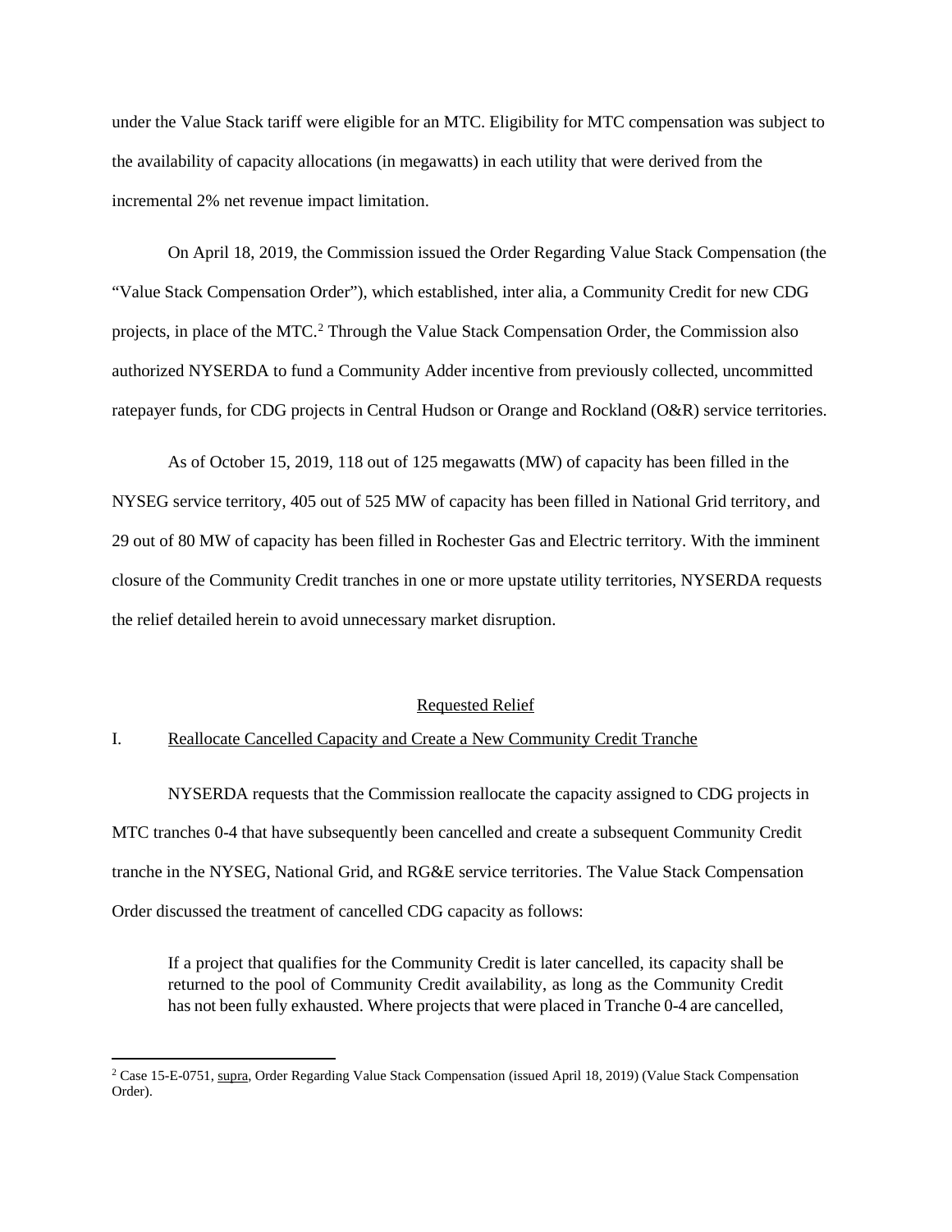under the Value Stack tariff were eligible for an MTC. Eligibility for MTC compensation was subject to the availability of capacity allocations (in megawatts) in each utility that were derived from the incremental 2% net revenue impact limitation.

On April 18, 2019, the Commission issued the Order Regarding Value Stack Compensation (the "Value Stack Compensation Order"), which established, inter alia, a Community Credit for new CDG projects, in place of the MTC.[2] Through the Value Stack Compensation Order, the Commission also authorized NYSERDA to fund a Community Adder incentive from previously collected, uncommitted ratepayer funds, for CDG projects in Central Hudson or Orange and Rockland (O&R) service territories.

As of October 15, 2019, 118 out of 125 megawatts (MW) of capacity has been filled in the NYSEG service territory, 405 out of 525 MW of capacity has been filled in National Grid territory, and 29 out of 80 MW of capacity has been filled in Rochester Gas and Electric territory. With the imminent closure of the Community Credit tranches in one or more upstate utility territories, NYSERDA requests the relief detailed herein to avoid unnecessary market disruption.

## Requested Relief

### I. Reallocate Cancelled Capacity and Create a New Community Credit Tranche

NYSERDA requests that the Commission reallocate the capacity assigned to CDG projects in MTC tranches 0-4 that have subsequently been cancelled and create a subsequent Community Credit tranche in the NYSEG, National Grid, and RG&E service territories. The Value Stack Compensation Order discussed the treatment of cancelled CDG capacity as follows:

> If a project that qualifies for the Community Credit is later cancelled, its capacity shall be returned to the pool of Community Credit availability, as long as the Community Credit has not been fully exhausted. Where projects that were placed in Tranche 0-4 are cancelled,

[2] Case 15-E-0751, supra, Order Regarding Value Stack Compensation (issued April 18, 2019) (Value Stack Compensation Order).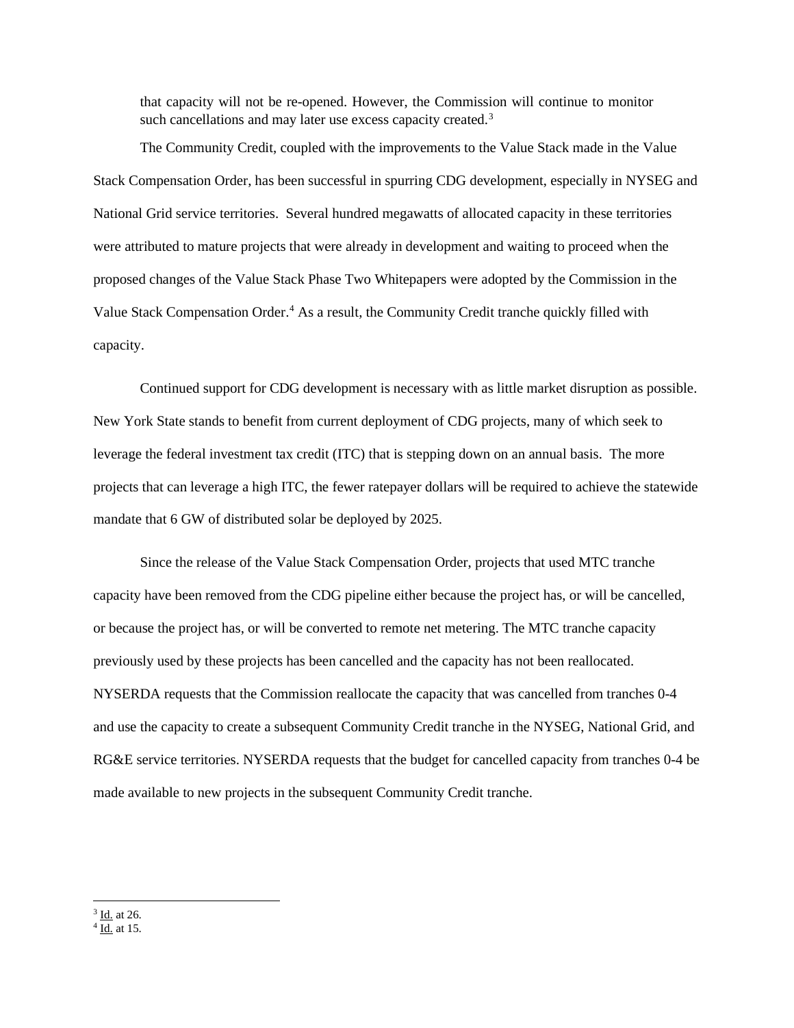> that capacity will not be re-opened. However, the Commission will continue to monitor such cancellations and may later use excess capacity created.[3]

The Community Credit, coupled with the improvements to the Value Stack made in the Value Stack Compensation Order, has been successful in spurring CDG development, especially in NYSEG and National Grid service territories. Several hundred megawatts of allocated capacity in these territories were attributed to mature projects that were already in development and waiting to proceed when the proposed changes of the Value Stack Phase Two Whitepapers were adopted by the Commission in the Value Stack Compensation Order.[4] As a result, the Community Credit tranche quickly filled with capacity.

Continued support for CDG development is necessary with as little market disruption as possible. New York State stands to benefit from current deployment of CDG projects, many of which seek to leverage the federal investment tax credit (ITC) that is stepping down on an annual basis. The more projects that can leverage a high ITC, the fewer ratepayer dollars will be required to achieve the statewide mandate that 6 GW of distributed solar be deployed by 2025.

Since the release of the Value Stack Compensation Order, projects that used MTC tranche capacity have been removed from the CDG pipeline either because the project has, or will be cancelled, or because the project has, or will be converted to remote net metering. The MTC tranche capacity previously used by these projects has been cancelled and the capacity has not been reallocated. NYSERDA requests that the Commission reallocate the capacity that was cancelled from tranches 0-4 and use the capacity to create a subsequent Community Credit tranche in the NYSEG, National Grid, and RG&E service territories. NYSERDA requests that the budget for cancelled capacity from tranches 0-4 be made available to new projects in the subsequent Community Credit tranche.

---

[3] Id. at 26.

[4] Id. at 15.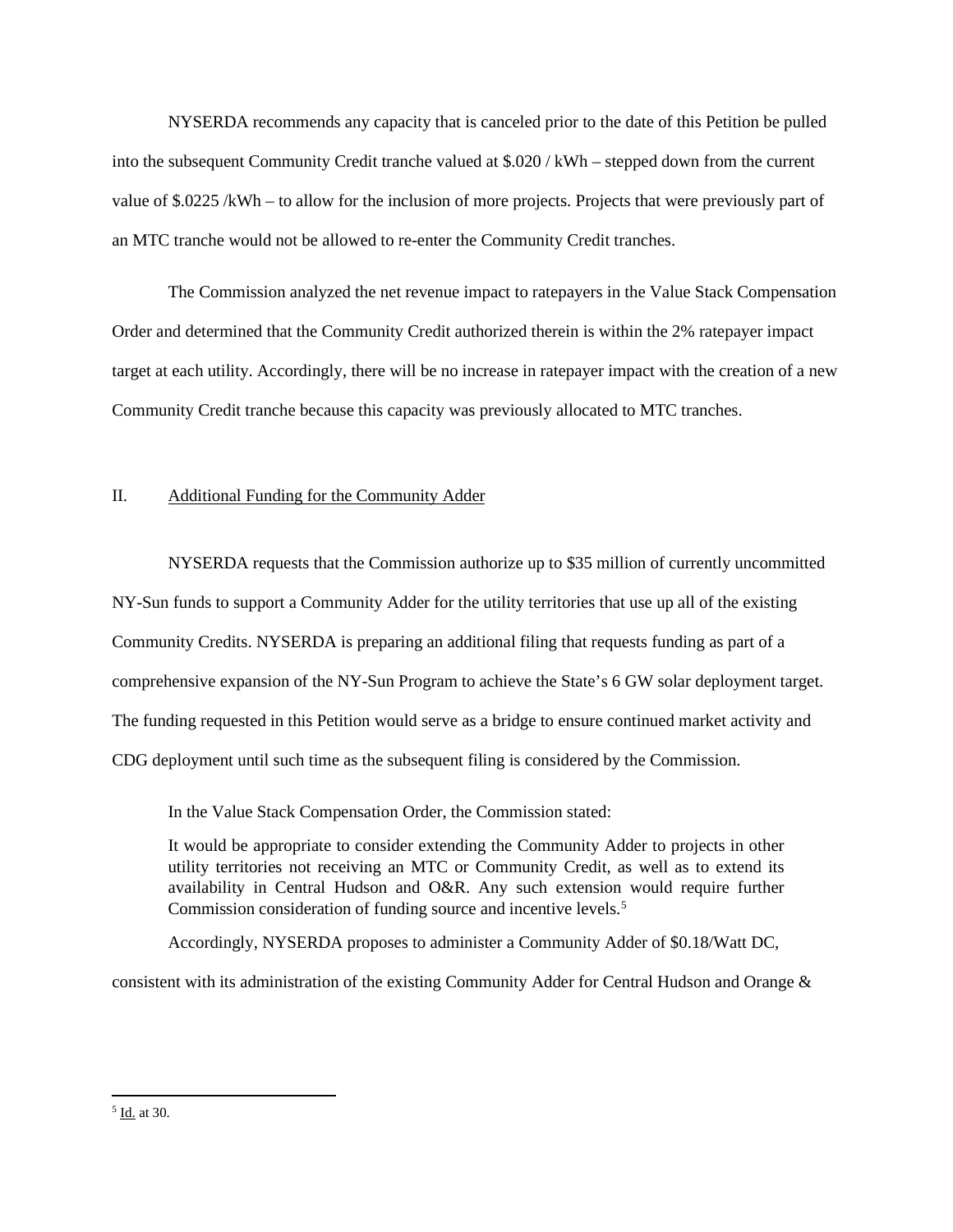NYSERDA recommends any capacity that is canceled prior to the date of this Petition be pulled into the subsequent Community Credit tranche valued at $.020 / kWh – stepped down from the current value of $.0225 /kWh – to allow for the inclusion of more projects. Projects that were previously part of an MTC tranche would not be allowed to re-enter the Community Credit tranches.

The Commission analyzed the net revenue impact to ratepayers in the Value Stack Compensation Order and determined that the Community Credit authorized therein is within the 2% ratepayer impact target at each utility. Accordingly, there will be no increase in ratepayer impact with the creation of a new Community Credit tranche because this capacity was previously allocated to MTC tranches.

## II. Additional Funding for the Community Adder

NYSERDA requests that the Commission authorize up to $35 million of currently uncommitted NY-Sun funds to support a Community Adder for the utility territories that use up all of the existing Community Credits. NYSERDA is preparing an additional filing that requests funding as part of a comprehensive expansion of the NY-Sun Program to achieve the State's 6 GW solar deployment target. The funding requested in this Petition would serve as a bridge to ensure continued market activity and CDG deployment until such time as the subsequent filing is considered by the Commission.

In the Value Stack Compensation Order, the Commission stated:

> It would be appropriate to consider extending the Community Adder to projects in other utility territories not receiving an MTC or Community Credit, as well as to extend its availability in Central Hudson and O&R. Any such extension would require further Commission consideration of funding source and incentive levels.[5]

Accordingly, NYSERDA proposes to administer a Community Adder of $0.18/Watt DC, consistent with its administration of the existing Community Adder for Central Hudson and Orange &

---

[5] Id. at 30.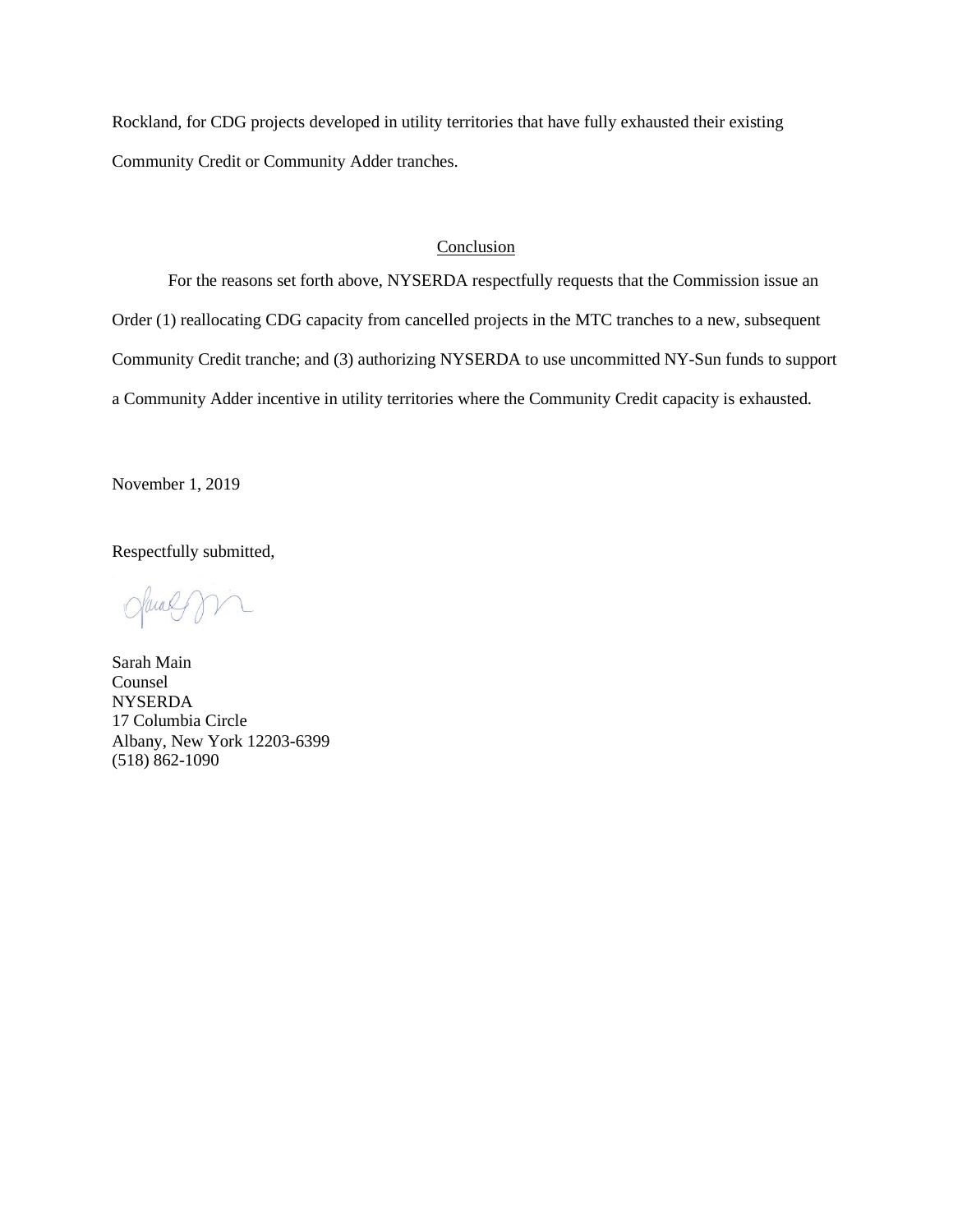Rockland, for CDG projects developed in utility territories that have fully exhausted their existing Community Credit or Community Adder tranches.

## Conclusion

For the reasons set forth above, NYSERDA respectfully requests that the Commission issue an Order (1) reallocating CDG capacity from cancelled projects in the MTC tranches to a new, subsequent Community Credit tranche; and (3) authorizing NYSERDA to use uncommitted NY-Sun funds to support a Community Adder incentive in utility territories where the Community Credit capacity is exhausted.

November 1, 2019

Respectfully submitted,

Sarah Main
Counsel
NYSERDA
17 Columbia Circle
Albany, New York 12203-6399
(518) 862-1090